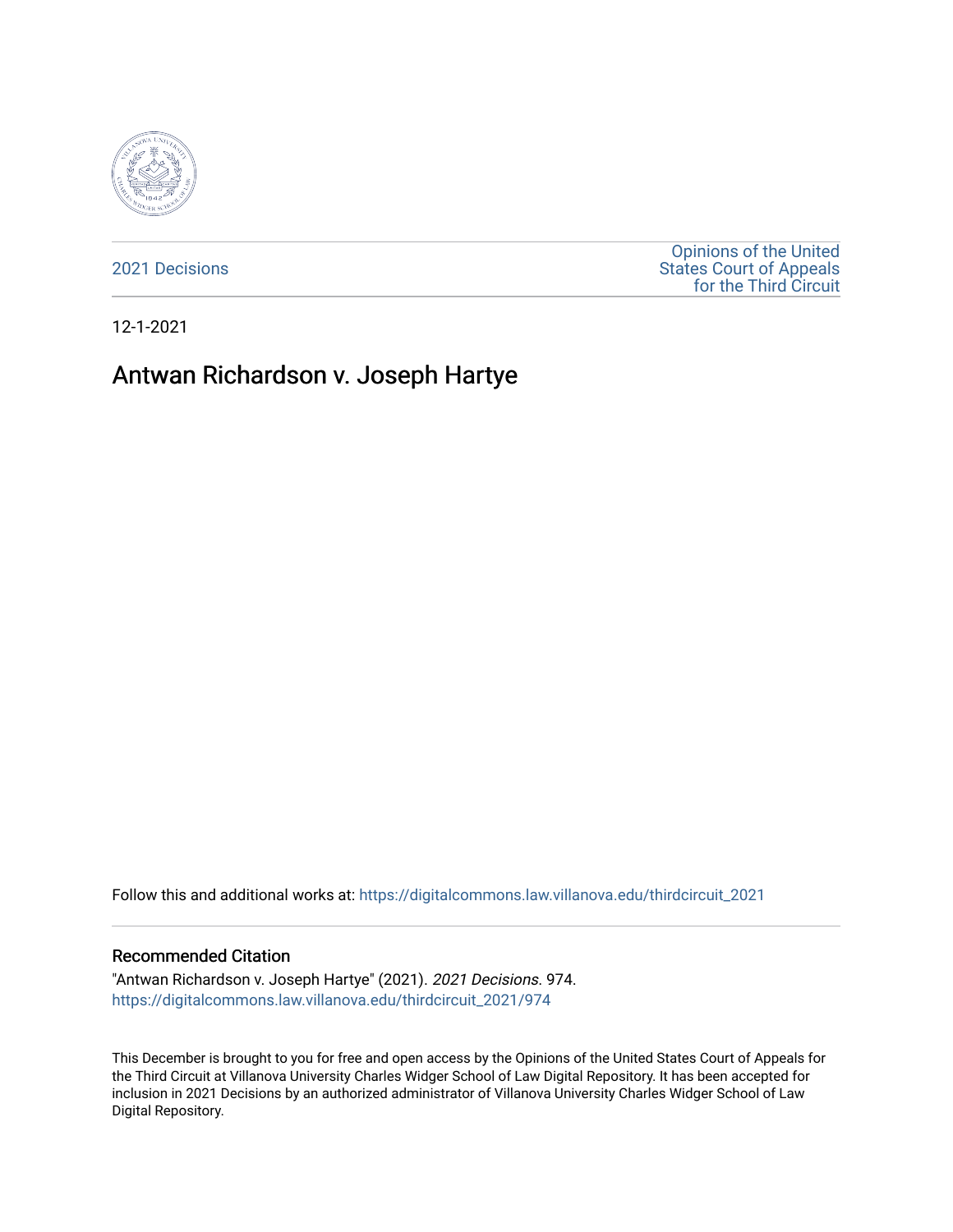2021 Decisions

Opinions of the United States Court of Appeals for the Third Circuit

12-1-2021

# Antwan Richardson v. Joseph Hartye

Follow this and additional works at: https://digitalcommons.law.villanova.edu/thirdcircuit_2021

## Recommended Citation

"Antwan Richardson v. Joseph Hartye" (2021). *2021 Decisions*. 974.
https://digitalcommons.law.villanova.edu/thirdcircuit_2021/974

This December is brought to you for free and open access by the Opinions of the United States Court of Appeals for the Third Circuit at Villanova University Charles Widger School of Law Digital Repository. It has been accepted for inclusion in 2021 Decisions by an authorized administrator of Villanova University Charles Widger School of Law Digital Repository.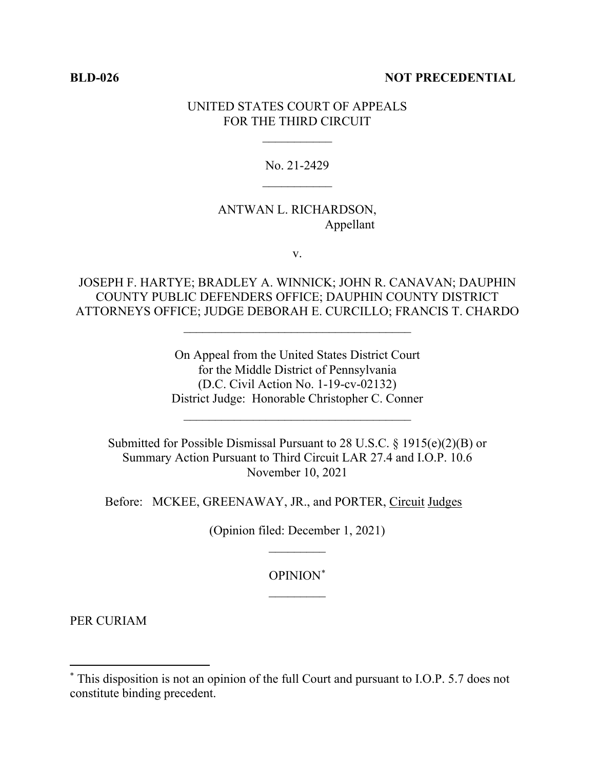**BLD-026** **NOT PRECEDENTIAL**

UNITED STATES COURT OF APPEALS
FOR THE THIRD CIRCUIT

\_\_\_\_\_\_\_\_\_\_\_

No. 21-2429

\_\_\_\_\_\_\_\_\_\_\_

ANTWAN L. RICHARDSON,
Appellant

v.

JOSEPH F. HARTYE; BRADLEY A. WINNICK; JOHN R. CANAVAN; DAUPHIN COUNTY PUBLIC DEFENDERS OFFICE; DAUPHIN COUNTY DISTRICT ATTORNEYS OFFICE; JUDGE DEBORAH E. CURCILLO; FRANCIS T. CHARDO

\_\_\_\_\_\_\_\_\_\_\_\_\_\_\_\_\_\_\_\_\_\_\_\_\_\_\_\_\_\_\_\_\_\_\_\_

On Appeal from the United States District Court
for the Middle District of Pennsylvania
(D.C. Civil Action No. 1-19-cv-02132)
District Judge: Honorable Christopher C. Conner

\_\_\_\_\_\_\_\_\_\_\_\_\_\_\_\_\_\_\_\_\_\_\_\_\_\_\_\_\_\_\_\_\_\_\_\_

Submitted for Possible Dismissal Pursuant to 28 U.S.C. § 1915(e)(2)(B) or
Summary Action Pursuant to Third Circuit LAR 27.4 and I.O.P. 10.6
November 10, 2021

Before: MCKEE, GREENAWAY, JR., and PORTER, Circuit Judges

(Opinion filed: December 1, 2021)

\_\_\_\_\_\_\_\_\_

OPINION[*]

\_\_\_\_\_\_\_\_\_

PER CURIAM

---

[*] This disposition is not an opinion of the full Court and pursuant to I.O.P. 5.7 does not constitute binding precedent.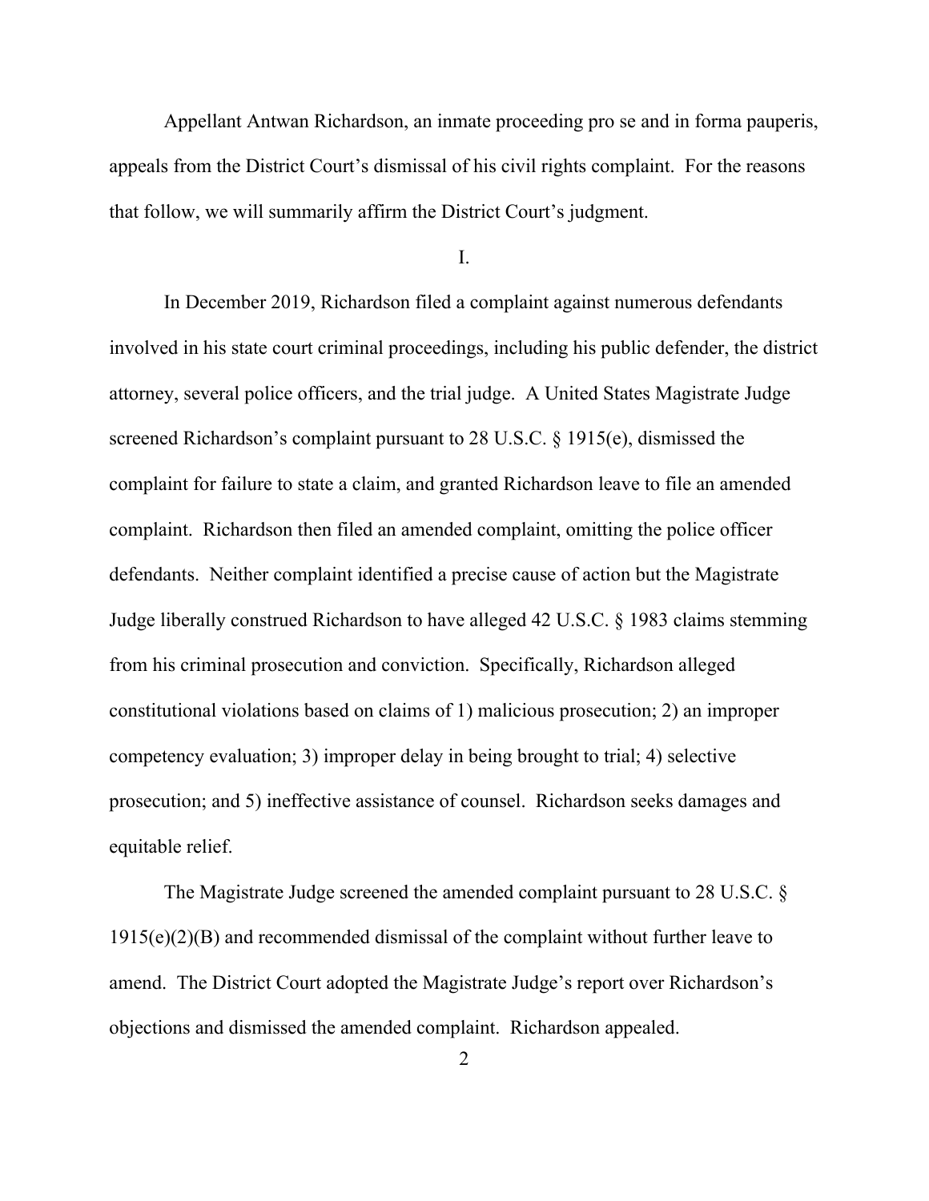Appellant Antwan Richardson, an inmate proceeding pro se and in forma pauperis, appeals from the District Court's dismissal of his civil rights complaint. For the reasons that follow, we will summarily affirm the District Court's judgment.

I.

In December 2019, Richardson filed a complaint against numerous defendants involved in his state court criminal proceedings, including his public defender, the district attorney, several police officers, and the trial judge. A United States Magistrate Judge screened Richardson's complaint pursuant to 28 U.S.C. § 1915(e), dismissed the complaint for failure to state a claim, and granted Richardson leave to file an amended complaint. Richardson then filed an amended complaint, omitting the police officer defendants. Neither complaint identified a precise cause of action but the Magistrate Judge liberally construed Richardson to have alleged 42 U.S.C. § 1983 claims stemming from his criminal prosecution and conviction. Specifically, Richardson alleged constitutional violations based on claims of 1) malicious prosecution; 2) an improper competency evaluation; 3) improper delay in being brought to trial; 4) selective prosecution; and 5) ineffective assistance of counsel. Richardson seeks damages and equitable relief.

The Magistrate Judge screened the amended complaint pursuant to 28 U.S.C. § 1915(e)(2)(B) and recommended dismissal of the complaint without further leave to amend. The District Court adopted the Magistrate Judge's report over Richardson's objections and dismissed the amended complaint. Richardson appealed.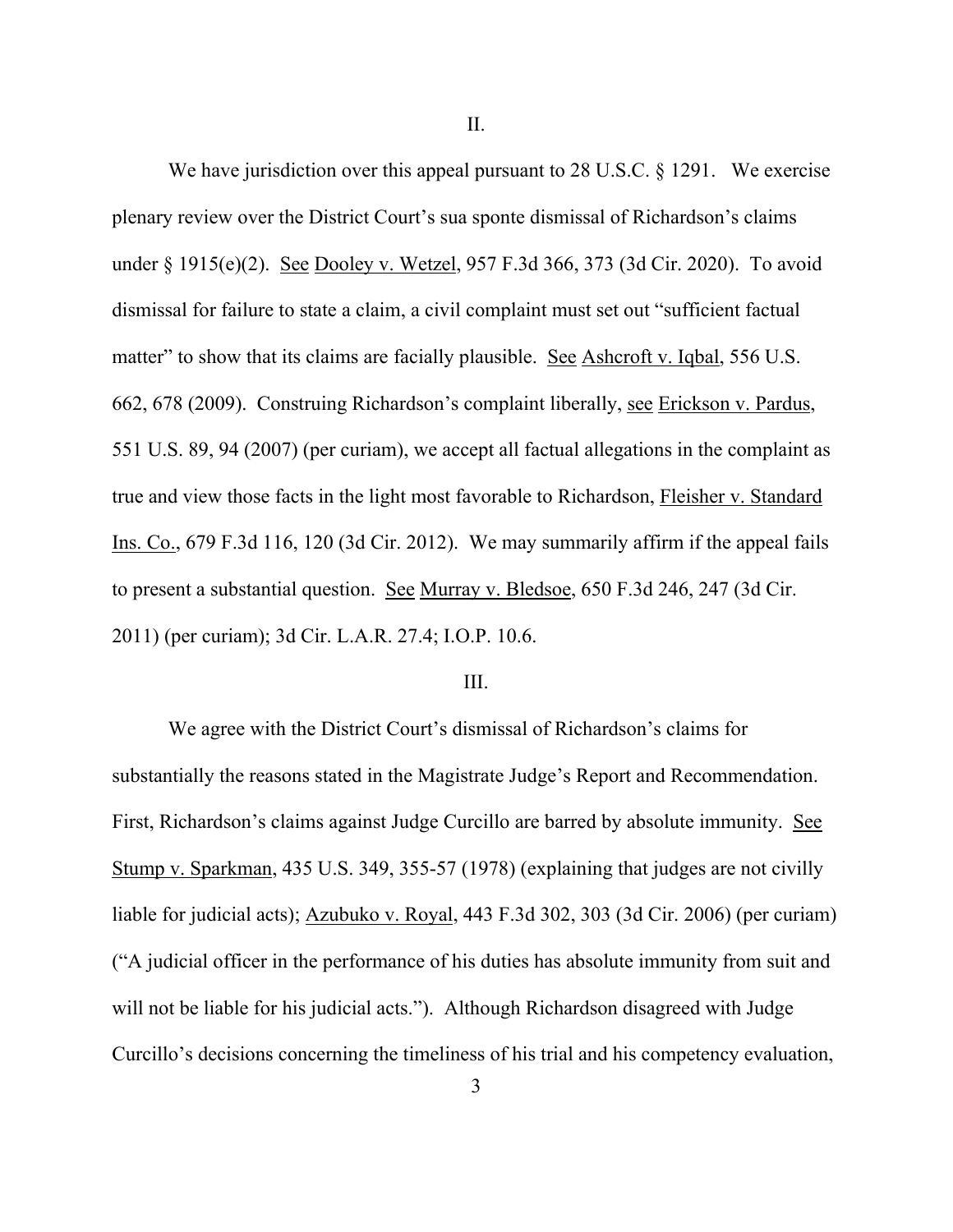II.

We have jurisdiction over this appeal pursuant to 28 U.S.C. § 1291. We exercise plenary review over the District Court's sua sponte dismissal of Richardson's claims under § 1915(e)(2). See Dooley v. Wetzel, 957 F.3d 366, 373 (3d Cir. 2020). To avoid dismissal for failure to state a claim, a civil complaint must set out "sufficient factual matter" to show that its claims are facially plausible. See Ashcroft v. Iqbal, 556 U.S. 662, 678 (2009). Construing Richardson's complaint liberally, see Erickson v. Pardus, 551 U.S. 89, 94 (2007) (per curiam), we accept all factual allegations in the complaint as true and view those facts in the light most favorable to Richardson, Fleisher v. Standard Ins. Co., 679 F.3d 116, 120 (3d Cir. 2012). We may summarily affirm if the appeal fails to present a substantial question. See Murray v. Bledsoe, 650 F.3d 246, 247 (3d Cir. 2011) (per curiam); 3d Cir. L.A.R. 27.4; I.O.P. 10.6.

III.

We agree with the District Court's dismissal of Richardson's claims for substantially the reasons stated in the Magistrate Judge's Report and Recommendation. First, Richardson's claims against Judge Curcillo are barred by absolute immunity. See Stump v. Sparkman, 435 U.S. 349, 355-57 (1978) (explaining that judges are not civilly liable for judicial acts); Azubuko v. Royal, 443 F.3d 302, 303 (3d Cir. 2006) (per curiam) ("A judicial officer in the performance of his duties has absolute immunity from suit and will not be liable for his judicial acts."). Although Richardson disagreed with Judge Curcillo's decisions concerning the timeliness of his trial and his competency evaluation,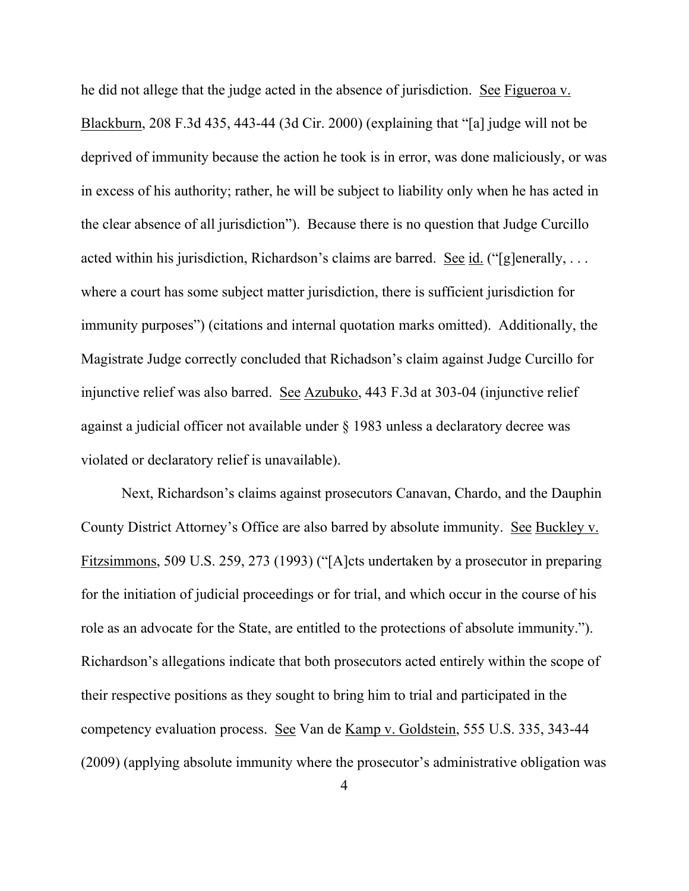he did not allege that the judge acted in the absence of jurisdiction. See Figueroa v. Blackburn, 208 F.3d 435, 443-44 (3d Cir. 2000) (explaining that "[a] judge will not be deprived of immunity because the action he took is in error, was done maliciously, or was in excess of his authority; rather, he will be subject to liability only when he has acted in the clear absence of all jurisdiction"). Because there is no question that Judge Curcillo acted within his jurisdiction, Richardson's claims are barred. See id. ("[g]enerally, . . . where a court has some subject matter jurisdiction, there is sufficient jurisdiction for immunity purposes") (citations and internal quotation marks omitted). Additionally, the Magistrate Judge correctly concluded that Richadson's claim against Judge Curcillo for injunctive relief was also barred. See Azubuko, 443 F.3d at 303-04 (injunctive relief against a judicial officer not available under § 1983 unless a declaratory decree was violated or declaratory relief is unavailable).

Next, Richardson's claims against prosecutors Canavan, Chardo, and the Dauphin County District Attorney's Office are also barred by absolute immunity. See Buckley v. Fitzsimmons, 509 U.S. 259, 273 (1993) ("[A]cts undertaken by a prosecutor in preparing for the initiation of judicial proceedings or for trial, and which occur in the course of his role as an advocate for the State, are entitled to the protections of absolute immunity."). Richardson's allegations indicate that both prosecutors acted entirely within the scope of their respective positions as they sought to bring him to trial and participated in the competency evaluation process. See Van de Kamp v. Goldstein, 555 U.S. 335, 343-44 (2009) (applying absolute immunity where the prosecutor's administrative obligation was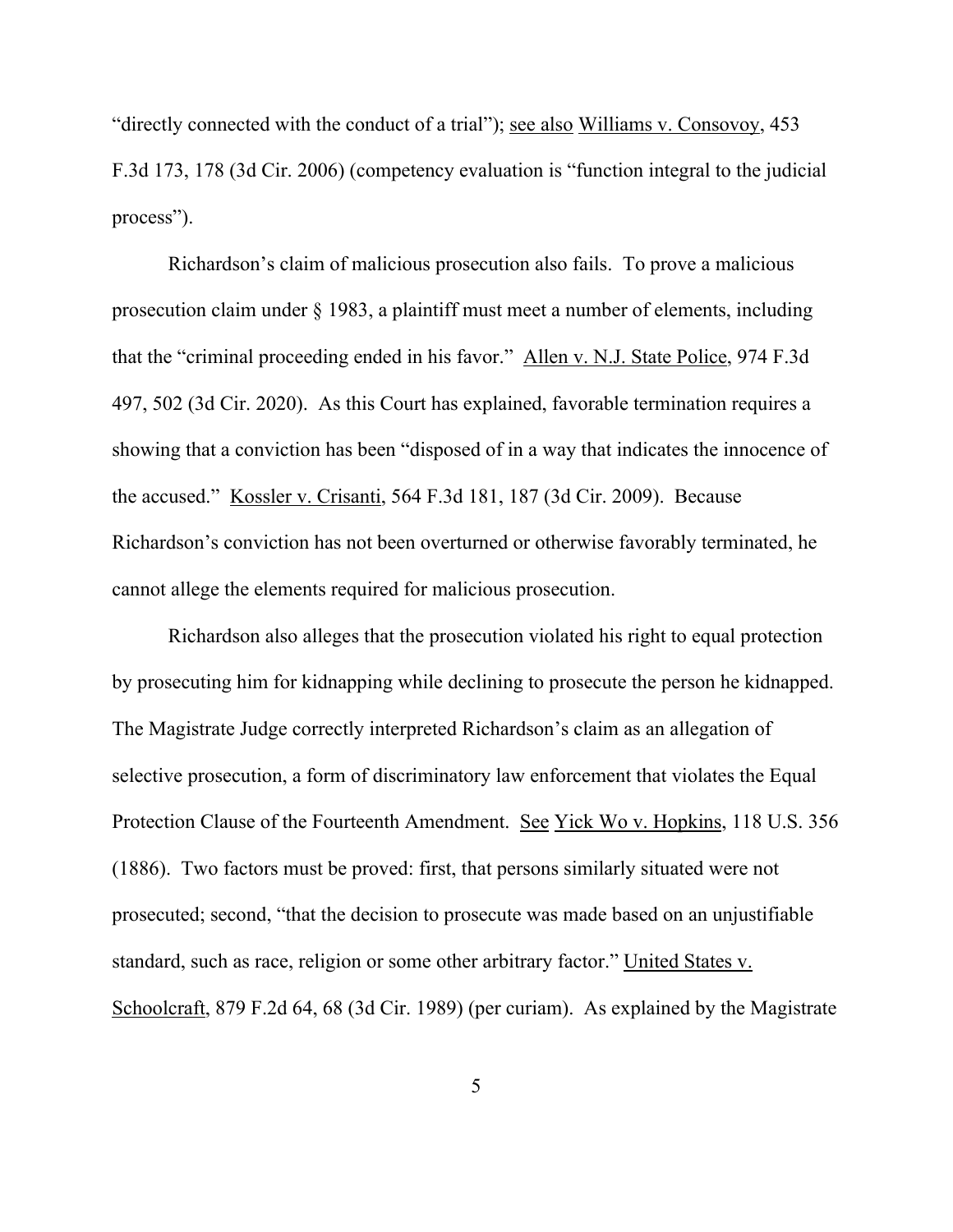"directly connected with the conduct of a trial"); see also Williams v. Consovoy, 453 F.3d 173, 178 (3d Cir. 2006) (competency evaluation is "function integral to the judicial process").

Richardson's claim of malicious prosecution also fails. To prove a malicious prosecution claim under § 1983, a plaintiff must meet a number of elements, including that the "criminal proceeding ended in his favor." Allen v. N.J. State Police, 974 F.3d 497, 502 (3d Cir. 2020). As this Court has explained, favorable termination requires a showing that a conviction has been "disposed of in a way that indicates the innocence of the accused." Kossler v. Crisanti, 564 F.3d 181, 187 (3d Cir. 2009). Because Richardson's conviction has not been overturned or otherwise favorably terminated, he cannot allege the elements required for malicious prosecution.

Richardson also alleges that the prosecution violated his right to equal protection by prosecuting him for kidnapping while declining to prosecute the person he kidnapped. The Magistrate Judge correctly interpreted Richardson's claim as an allegation of selective prosecution, a form of discriminatory law enforcement that violates the Equal Protection Clause of the Fourteenth Amendment. See Yick Wo v. Hopkins, 118 U.S. 356 (1886). Two factors must be proved: first, that persons similarly situated were not prosecuted; second, "that the decision to prosecute was made based on an unjustifiable standard, such as race, religion or some other arbitrary factor." United States v. Schoolcraft, 879 F.2d 64, 68 (3d Cir. 1989) (per curiam). As explained by the Magistrate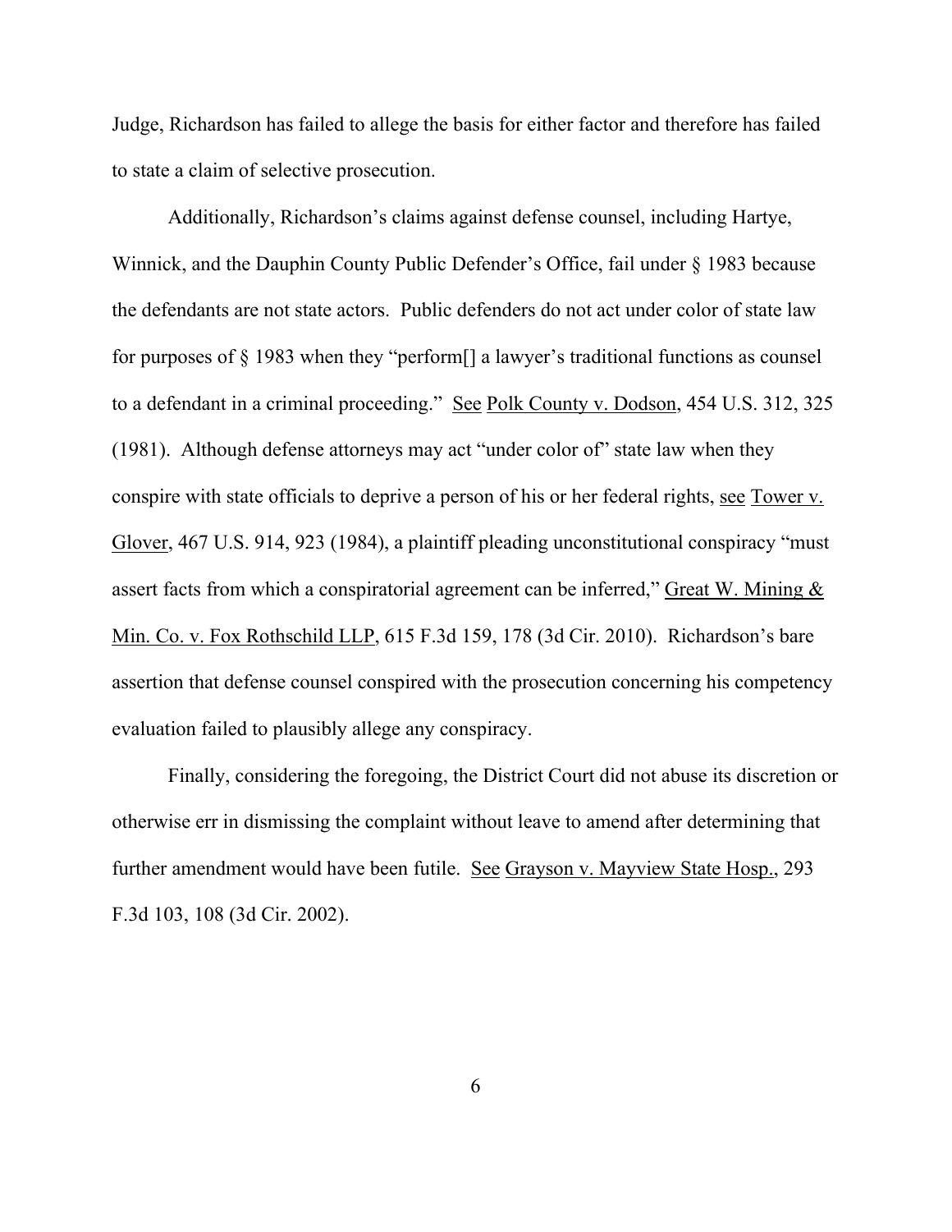Judge, Richardson has failed to allege the basis for either factor and therefore has failed to state a claim of selective prosecution.

Additionally, Richardson's claims against defense counsel, including Hartye, Winnick, and the Dauphin County Public Defender's Office, fail under § 1983 because the defendants are not state actors. Public defenders do not act under color of state law for purposes of § 1983 when they "perform[] a lawyer's traditional functions as counsel to a defendant in a criminal proceeding." See Polk County v. Dodson, 454 U.S. 312, 325 (1981). Although defense attorneys may act "under color of" state law when they conspire with state officials to deprive a person of his or her federal rights, see Tower v. Glover, 467 U.S. 914, 923 (1984), a plaintiff pleading unconstitutional conspiracy "must assert facts from which a conspiratorial agreement can be inferred," Great W. Mining & Min. Co. v. Fox Rothschild LLP, 615 F.3d 159, 178 (3d Cir. 2010). Richardson's bare assertion that defense counsel conspired with the prosecution concerning his competency evaluation failed to plausibly allege any conspiracy.

Finally, considering the foregoing, the District Court did not abuse its discretion or otherwise err in dismissing the complaint without leave to amend after determining that further amendment would have been futile. See Grayson v. Mayview State Hosp., 293 F.3d 103, 108 (3d Cir. 2002).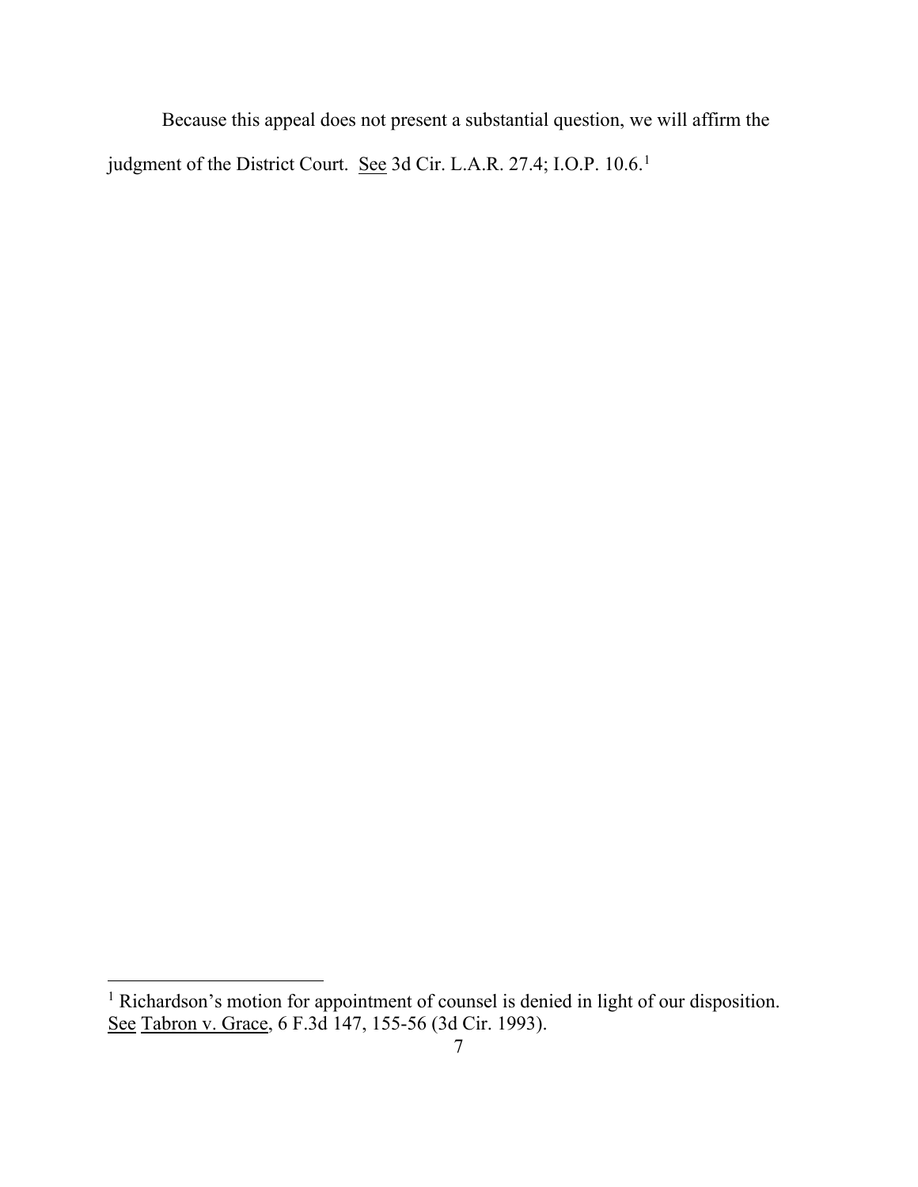Because this appeal does not present a substantial question, we will affirm the judgment of the District Court. See 3d Cir. L.A.R. 27.4; I.O.P. 10.6.[1]

---

[1] Richardson's motion for appointment of counsel is denied in light of our disposition. See Tabron v. Grace, 6 F.3d 147, 155-56 (3d Cir. 1993).